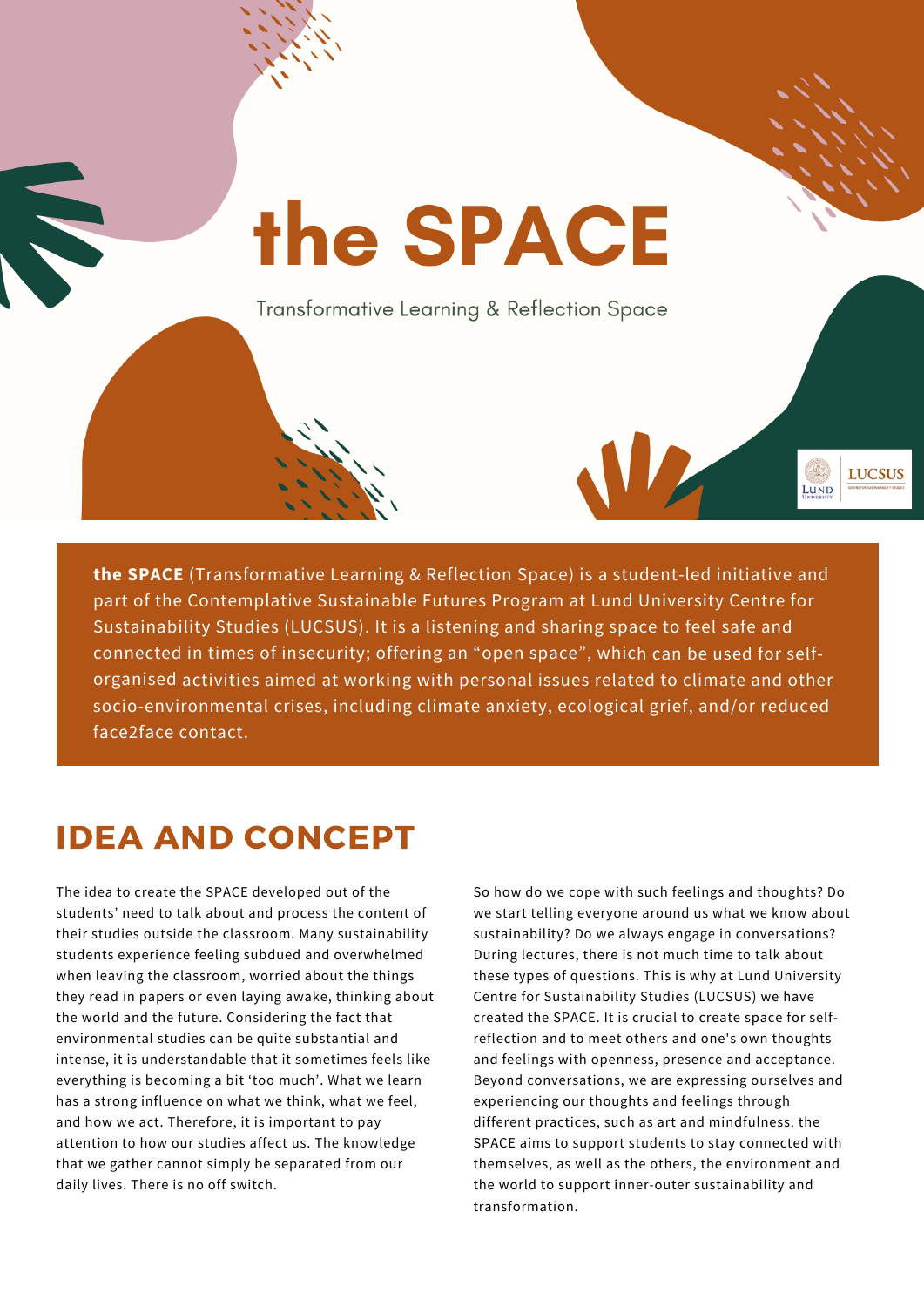# the SPACE

Transformative Learning & Reflection Space

**the SPACE** (Transformative Learning & Reflection Space) is a student-led initiative and part of the Contemplative Sustainable Futures Program at Lund University Centre for Sustainability Studies (LUCSUS). It is a listening and sharing space to feel safe and connected in times of insecurity; offering an "open space", which can be used for self-organised activities aimed at working with personal issues related to climate and other socio-environmental crises, including climate anxiety, ecological grief, and/or reduced face2face contact.

## IDEA AND CONCEPT

The idea to create the SPACE developed out of the students' need to talk about and process the content of their studies outside the classroom. Many sustainability students experience feeling subdued and overwhelmed when leaving the classroom, worried about the things they read in papers or even laying awake, thinking about the world and the future. Considering the fact that environmental studies can be quite substantial and intense, it is understandable that it sometimes feels like everything is becoming a bit 'too much'. What we learn has a strong influence on what we think, what we feel, and how we act. Therefore, it is important to pay attention to how our studies affect us. The knowledge that we gather cannot simply be separated from our daily lives. There is no off switch.

So how do we cope with such feelings and thoughts? Do we start telling everyone around us what we know about sustainability? Do we always engage in conversations? During lectures, there is not much time to talk about these types of questions. This is why at Lund University Centre for Sustainability Studies (LUCSUS) we have created the SPACE. It is crucial to create space for self-reflection and to meet others and one's own thoughts and feelings with openness, presence and acceptance. Beyond conversations, we are expressing ourselves and experiencing our thoughts and feelings through different practices, such as art and mindfulness. the SPACE aims to support students to stay connected with themselves, as well as the others, the environment and the world to support inner-outer sustainability and transformation.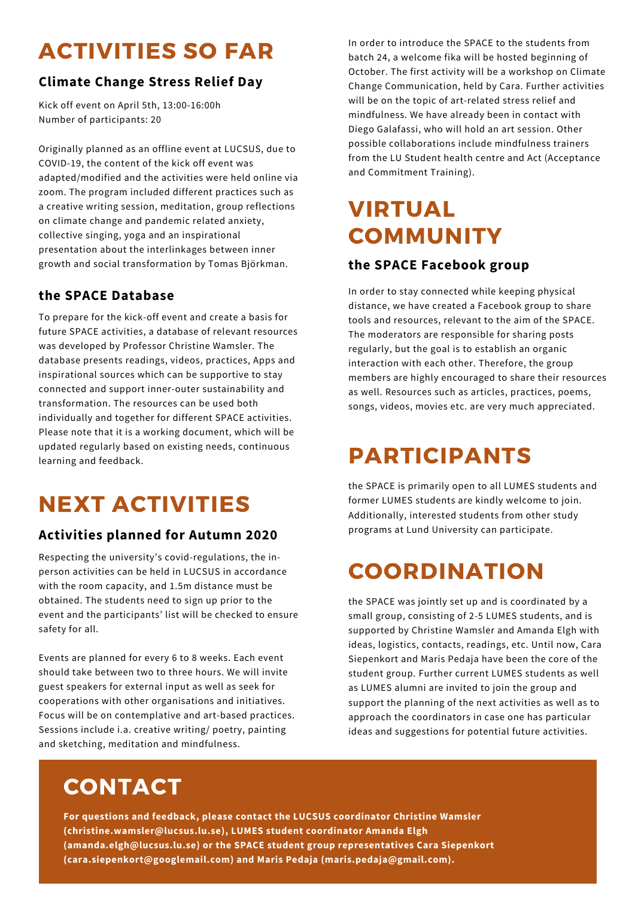# ACTIVITIES SO FAR

### Climate Change Stress Relief Day

Kick off event on April 5th, 13:00-16:00h
Number of participants: 20

Originally planned as an offline event at LUCSUS, due to COVID-19, the content of the kick off event was adapted/modified and the activities were held online via zoom. The program included different practices such as a creative writing session, meditation, group reflections on climate change and pandemic related anxiety, collective singing, yoga and an inspirational presentation about the interlinkages between inner growth and social transformation by Tomas Björkman.

### the SPACE Database

To prepare for the kick-off event and create a basis for future SPACE activities, a database of relevant resources was developed by Professor Christine Wamsler. The database presents readings, videos, practices, Apps and inspirational sources which can be supportive to stay connected and support inner-outer sustainability and transformation. The resources can be used both individually and together for different SPACE activities. Please note that it is a working document, which will be updated regularly based on existing needs, continuous learning and feedback.

# NEXT ACTIVITIES

### Activities planned for Autumn 2020

Respecting the university's covid-regulations, the in-person activities can be held in LUCSUS in accordance with the room capacity, and 1.5m distance must be obtained. The students need to sign up prior to the event and the participants' list will be checked to ensure safety for all.

Events are planned for every 6 to 8 weeks. Each event should take between two to three hours. We will invite guest speakers for external input as well as seek for cooperations with other organisations and initiatives. Focus will be on contemplative and art-based practices. Sessions include i.a. creative writing/ poetry, painting and sketching, meditation and mindfulness.

In order to introduce the SPACE to the students from batch 24, a welcome fika will be hosted beginning of October. The first activity will be a workshop on Climate Change Communication, held by Cara. Further activities will be on the topic of art-related stress relief and mindfulness. We have already been in contact with Diego Galafassi, who will hold an art session. Other possible collaborations include mindfulness trainers from the LU Student health centre and Act (Acceptance and Commitment Training).

# VIRTUAL COMMUNITY

### the SPACE Facebook group

In order to stay connected while keeping physical distance, we have created a Facebook group to share tools and resources, relevant to the aim of the SPACE. The moderators are responsible for sharing posts regularly, but the goal is to establish an organic interaction with each other. Therefore, the group members are highly encouraged to share their resources as well. Resources such as articles, practices, poems, songs, videos, movies etc. are very much appreciated.

# PARTICIPANTS

the SPACE is primarily open to all LUMES students and former LUMES students are kindly welcome to join. Additionally, interested students from other study programs at Lund University can participate.

# COORDINATION

the SPACE was jointly set up and is coordinated by a small group, consisting of 2-5 LUMES students, and is supported by Christine Wamsler and Amanda Elgh with ideas, logistics, contacts, readings, etc. Until now, Cara Siepenkort and Maris Pedaja have been the core of the student group. Further current LUMES students as well as LUMES alumni are invited to join the group and support the planning of the next activities as well as to approach the coordinators in case one has particular ideas and suggestions for potential future activities.

# CONTACT

**For questions and feedback, please contact the LUCSUS coordinator Christine Wamsler (christine.wamsler@lucsus.lu.se), LUMES student coordinator Amanda Elgh (amanda.elgh@lucsus.lu.se) or the SPACE student group representatives Cara Siepenkort (cara.siepenkort@googlemail.com) and Maris Pedaja (maris.pedaja@gmail.com).**